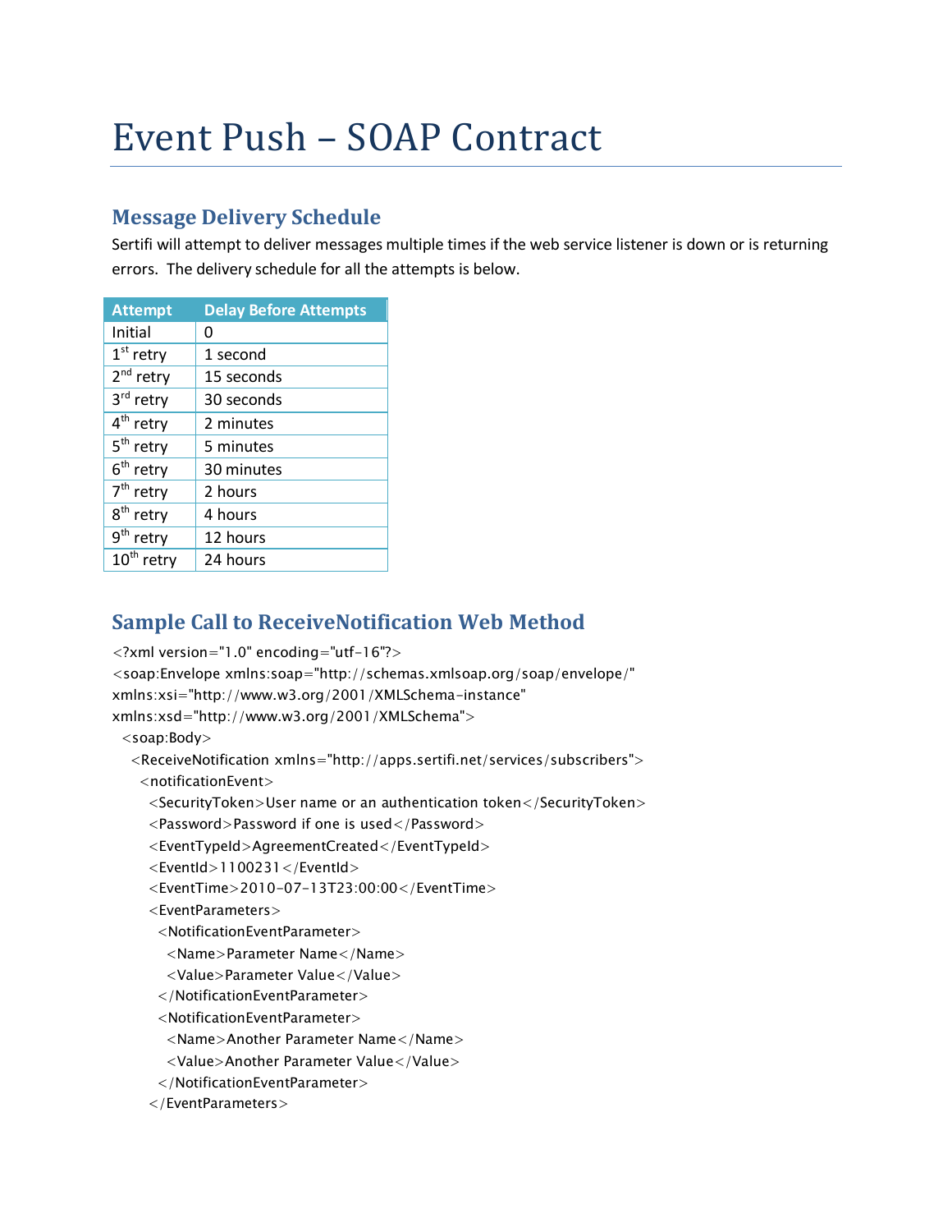# Event Push – SOAP Contract

## Message Delivery Schedule

Sertifi will attempt to deliver messages multiple times if the web service listener is down or is returning errors. The delivery schedule for all the attempts is below.

| Attempt | Delay Before Attempts |
|---|---|
| Initial | 0 |
| 1st retry | 1 second |
| 2nd retry | 15 seconds |
| 3rd retry | 30 seconds |
| 4th retry | 2 minutes |
| 5th retry | 5 minutes |
| 6th retry | 30 minutes |
| 7th retry | 2 hours |
| 8th retry | 4 hours |
| 9th retry | 12 hours |
| 10th retry | 24 hours |

## Sample Call to ReceiveNotification Web Method

```
<?xml version="1.0" encoding="utf-16"?>
<soap:Envelope xmlns:soap="http://schemas.xmlsoap.org/soap/envelope/"
xmlns:xsi="http://www.w3.org/2001/XMLSchema-instance"
xmlns:xsd="http://www.w3.org/2001/XMLSchema">
  <soap:Body>
    <ReceiveNotification xmlns="http://apps.sertifi.net/services/subscribers">
      <notificationEvent>
        <SecurityToken>User name or an authentication token</SecurityToken>
        <Password>Password if one is used</Password>
        <EventTypeId>AgreementCreated</EventTypeId>
        <EventId>1100231</EventId>
        <EventTime>2010-07-13T23:00:00</EventTime>
        <EventParameters>
          <NotificationEventParameter>
            <Name>Parameter Name</Name>
            <Value>Parameter Value</Value>
          </NotificationEventParameter>
          <NotificationEventParameter>
            <Name>Another Parameter Name</Name>
            <Value>Another Parameter Value</Value>
          </NotificationEventParameter>
        </EventParameters>
```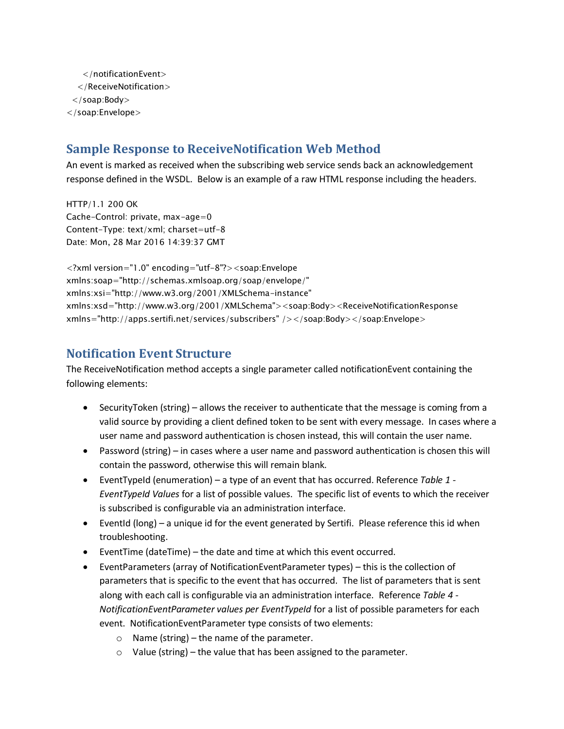```
    </notificationEvent>
   </ReceiveNotification>
  </soap:Body>
</soap:Envelope>
```

## Sample Response to ReceiveNotification Web Method

An event is marked as received when the subscribing web service sends back an acknowledgement response defined in the WSDL. Below is an example of a raw HTML response including the headers.

```
HTTP/1.1 200 OK
Cache-Control: private, max-age=0
Content-Type: text/xml; charset=utf-8
Date: Mon, 28 Mar 2016 14:39:37 GMT

<?xml version="1.0" encoding="utf-8"?><soap:Envelope
xmlns:soap="http://schemas.xmlsoap.org/soap/envelope/"
xmlns:xsi="http://www.w3.org/2001/XMLSchema-instance"
xmlns:xsd="http://www.w3.org/2001/XMLSchema"><soap:Body><ReceiveNotificationResponse
xmlns="http://apps.sertifi.net/services/subscribers" /></soap:Body></soap:Envelope>
```

## Notification Event Structure

The ReceiveNotification method accepts a single parameter called notificationEvent containing the following elements:

- SecurityToken (string) – allows the receiver to authenticate that the message is coming from a valid source by providing a client defined token to be sent with every message. In cases where a user name and password authentication is chosen instead, this will contain the user name.
- Password (string) – in cases where a user name and password authentication is chosen this will contain the password, otherwise this will remain blank.
- EventTypeId (enumeration) – a type of an event that has occurred. Reference *Table 1 - EventTypeId Values* for a list of possible values. The specific list of events to which the receiver is subscribed is configurable via an administration interface.
- EventId (long) – a unique id for the event generated by Sertifi. Please reference this id when troubleshooting.
- EventTime (dateTime) – the date and time at which this event occurred.
- EventParameters (array of NotificationEventParameter types) – this is the collection of parameters that is specific to the event that has occurred. The list of parameters that is sent along with each call is configurable via an administration interface. Reference *Table 4 - NotificationEventParameter values per EventTypeId* for a list of possible parameters for each event. NotificationEventParameter type consists of two elements:
  - Name (string) – the name of the parameter.
  - Value (string) – the value that has been assigned to the parameter.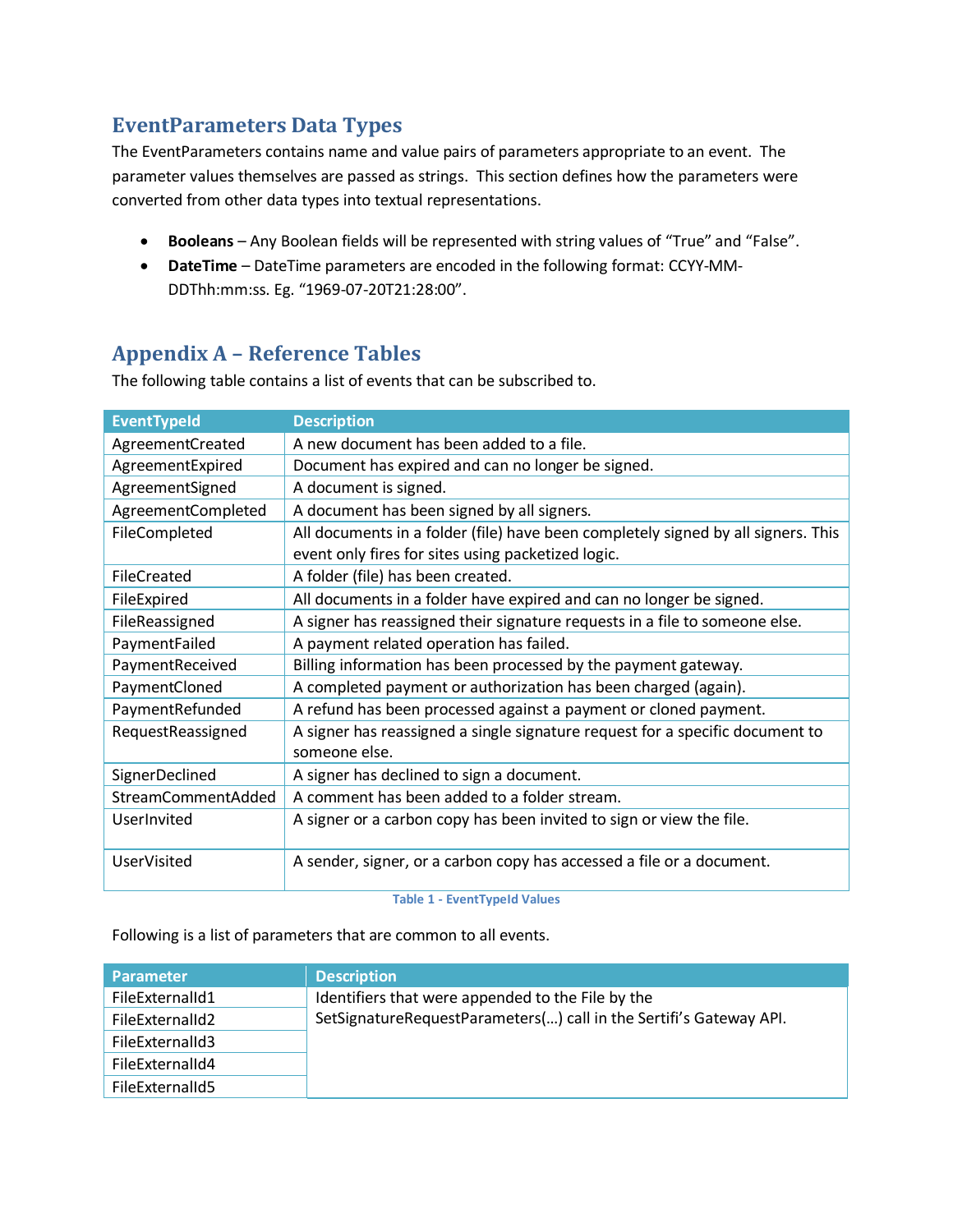## EventParameters Data Types

The EventParameters contains name and value pairs of parameters appropriate to an event. The parameter values themselves are passed as strings. This section defines how the parameters were converted from other data types into textual representations.

- **Booleans** – Any Boolean fields will be represented with string values of "True" and "False".
- **DateTime** – DateTime parameters are encoded in the following format: CCYY-MM-DDThh:mm:ss. Eg. "1969-07-20T21:28:00".

## Appendix A – Reference Tables

The following table contains a list of events that can be subscribed to.

| EventTypeId | Description |
|---|---|
| AgreementCreated | A new document has been added to a file. |
| AgreementExpired | Document has expired and can no longer be signed. |
| AgreementSigned | A document is signed. |
| AgreementCompleted | A document has been signed by all signers. |
| FileCompleted | All documents in a folder (file) have been completely signed by all signers. This event only fires for sites using packetized logic. |
| FileCreated | A folder (file) has been created. |
| FileExpired | All documents in a folder have expired and can no longer be signed. |
| FileReassigned | A signer has reassigned their signature requests in a file to someone else. |
| PaymentFailed | A payment related operation has failed. |
| PaymentReceived | Billing information has been processed by the payment gateway. |
| PaymentCloned | A completed payment or authorization has been charged (again). |
| PaymentRefunded | A refund has been processed against a payment or cloned payment. |
| RequestReassigned | A signer has reassigned a single signature request for a specific document to someone else. |
| SignerDeclined | A signer has declined to sign a document. |
| StreamCommentAdded | A comment has been added to a folder stream. |
| UserInvited | A signer or a carbon copy has been invited to sign or view the file. |
| UserVisited | A sender, signer, or a carbon copy has accessed a file or a document. |

Table 1 - EventTypeId Values

Following is a list of parameters that are common to all events.

| Parameter | Description |
|---|---|
| FileExternalId1 | Identifiers that were appended to the File by the SetSignatureRequestParameters(…) call in the Sertifi's Gateway API. |
| FileExternalId2 | |
| FileExternalId3 | |
| FileExternalId4 | |
| FileExternalId5 | |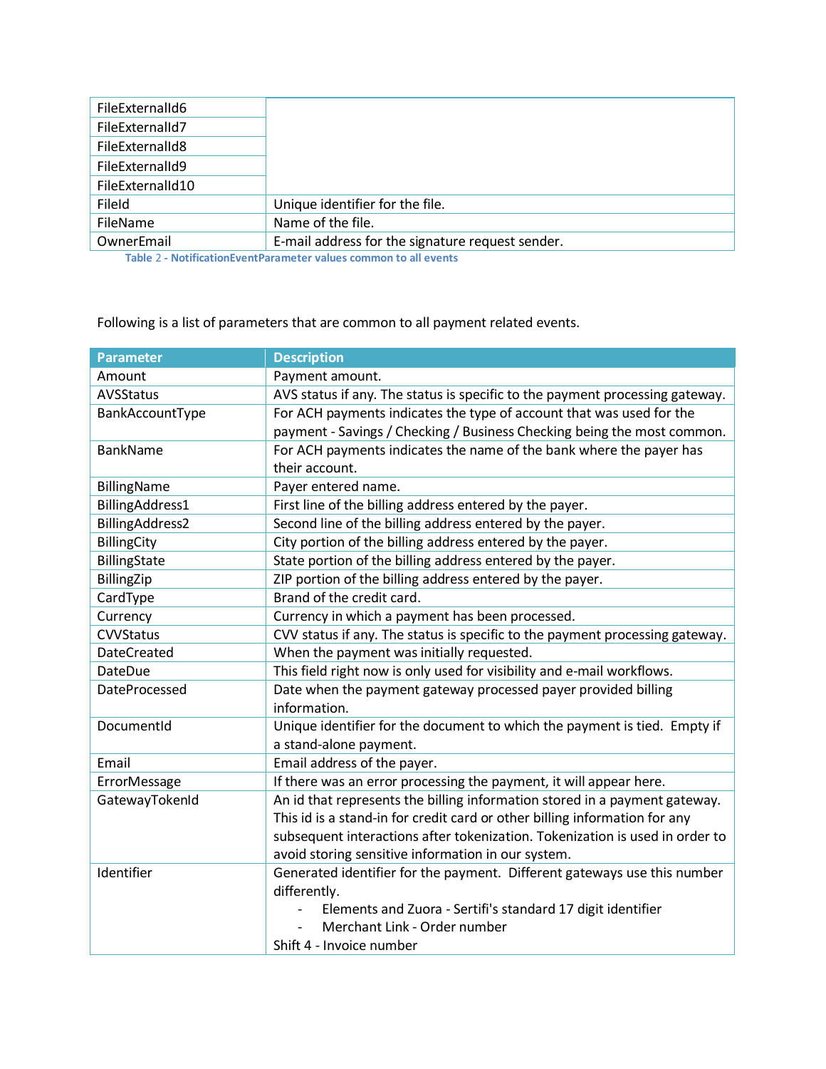| | |
|---|---|
| FileExternalId6 | |
| FileExternalId7 | |
| FileExternalId8 | |
| FileExternalId9 | |
| FileExternalId10 | |
| FileId | Unique identifier for the file. |
| FileName | Name of the file. |
| OwnerEmail | E-mail address for the signature request sender. |

Table 2 - NotificationEventParameter values common to all events

Following is a list of parameters that are common to all payment related events.

| Parameter | Description |
|---|---|
| Amount | Payment amount. |
| AVSStatus | AVS status if any. The status is specific to the payment processing gateway. |
| BankAccountType | For ACH payments indicates the type of account that was used for the payment - Savings / Checking / Business Checking being the most common. |
| BankName | For ACH payments indicates the name of the bank where the payer has their account. |
| BillingName | Payer entered name. |
| BillingAddress1 | First line of the billing address entered by the payer. |
| BillingAddress2 | Second line of the billing address entered by the payer. |
| BillingCity | City portion of the billing address entered by the payer. |
| BillingState | State portion of the billing address entered by the payer. |
| BillingZip | ZIP portion of the billing address entered by the payer. |
| CardType | Brand of the credit card. |
| Currency | Currency in which a payment has been processed. |
| CVVStatus | CVV status if any. The status is specific to the payment processing gateway. |
| DateCreated | When the payment was initially requested. |
| DateDue | This field right now is only used for visibility and e-mail workflows. |
| DateProcessed | Date when the payment gateway processed payer provided billing information. |
| DocumentId | Unique identifier for the document to which the payment is tied. Empty if a stand-alone payment. |
| Email | Email address of the payer. |
| ErrorMessage | If there was an error processing the payment, it will appear here. |
| GatewayTokenId | An id that represents the billing information stored in a payment gateway. This id is a stand-in for credit card or other billing information for any subsequent interactions after tokenization. Tokenization is used in order to avoid storing sensitive information in our system. |
| Identifier | Generated identifier for the payment. Different gateways use this number differently.<br>- Elements and Zuora - Sertifi's standard 17 digit identifier<br>- Merchant Link - Order number<br>Shift 4 - Invoice number |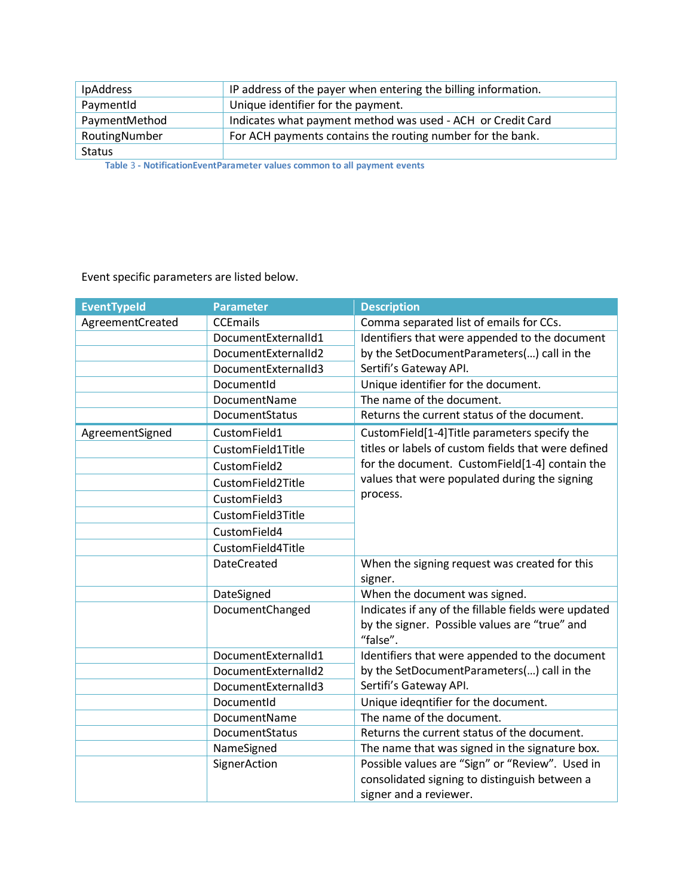| | |
|---|---|
| IpAddress | IP address of the payer when entering the billing information. |
| PaymentId | Unique identifier for the payment. |
| PaymentMethod | Indicates what payment method was used - ACH or Credit Card |
| RoutingNumber | For ACH payments contains the routing number for the bank. |
| Status | |

**Table 3 - NotificationEventParameter values common to all payment events**

Event specific parameters are listed below.

| EventTypeId | Parameter | Description |
|---|---|---|
| AgreementCreated | CCEmails | Comma separated list of emails for CCs. |
| | DocumentExternalId1 | Identifiers that were appended to the document by the SetDocumentParameters(…) call in the Sertifi's Gateway API. |
| | DocumentExternalId2 | |
| | DocumentExternalId3 | |
| | DocumentId | Unique identifier for the document. |
| | DocumentName | The name of the document. |
| | DocumentStatus | Returns the current status of the document. |
| AgreementSigned | CustomField1 | CustomField[1-4]Title parameters specify the titles or labels of custom fields that were defined for the document. CustomField[1-4] contain the values that were populated during the signing process. |
| | CustomField1Title | |
| | CustomField2 | |
| | CustomField2Title | |
| | CustomField3 | |
| | CustomField3Title | |
| | CustomField4 | |
| | CustomField4Title | |
| | DateCreated | When the signing request was created for this signer. |
| | DateSigned | When the document was signed. |
| | DocumentChanged | Indicates if any of the fillable fields were updated by the signer. Possible values are "true" and "false". |
| | DocumentExternalId1 | Identifiers that were appended to the document by the SetDocumentParameters(…) call in the Sertifi's Gateway API. |
| | DocumentExternalId2 | |
| | DocumentExternalId3 | |
| | DocumentId | Unique ideqntifier for the document. |
| | DocumentName | The name of the document. |
| | DocumentStatus | Returns the current status of the document. |
| | NameSigned | The name that was signed in the signature box. |
| | SignerAction | Possible values are "Sign" or "Review". Used in consolidated signing to distinguish between a signer and a reviewer. |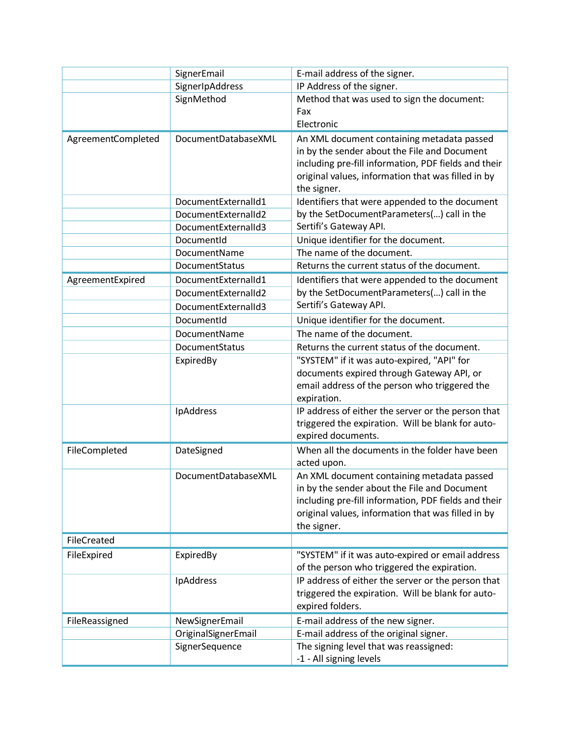| | | |
|---|---|---|
| | SignerEmail | E-mail address of the signer. |
| | SignerIpAddress | IP Address of the signer. |
| | SignMethod | Method that was used to sign the document:<br>Fax<br>Electronic |
| AgreementCompleted | DocumentDatabaseXML | An XML document containing metadata passed in by the sender about the File and Document including pre-fill information, PDF fields and their original values, information that was filled in by the signer. |
| | DocumentExternalId1 | Identifiers that were appended to the document by the SetDocumentParameters(…) call in the Sertifi's Gateway API. |
| | DocumentExternalId2 | |
| | DocumentExternalId3 | |
| | DocumentId | Unique identifier for the document. |
| | DocumentName | The name of the document. |
| | DocumentStatus | Returns the current status of the document. |
| AgreementExpired | DocumentExternalId1 | Identifiers that were appended to the document by the SetDocumentParameters(…) call in the Sertifi's Gateway API. |
| | DocumentExternalId2 | |
| | DocumentExternalId3 | |
| | DocumentId | Unique identifier for the document. |
| | DocumentName | The name of the document. |
| | DocumentStatus | Returns the current status of the document. |
| | ExpiredBy | "SYSTEM" if it was auto-expired, "API" for documents expired through Gateway API, or email address of the person who triggered the expiration. |
| | IpAddress | IP address of either the server or the person that triggered the expiration. Will be blank for auto-expired documents. |
| FileCompleted | DateSigned | When all the documents in the folder have been acted upon. |
| | DocumentDatabaseXML | An XML document containing metadata passed in by the sender about the File and Document including pre-fill information, PDF fields and their original values, information that was filled in by the signer. |
| FileCreated | | |
| FileExpired | ExpiredBy | "SYSTEM" if it was auto-expired or email address of the person who triggered the expiration. |
| | IpAddress | IP address of either the server or the person that triggered the expiration. Will be blank for auto-expired folders. |
| FileReassigned | NewSignerEmail | E-mail address of the new signer. |
| | OriginalSignerEmail | E-mail address of the original signer. |
| | SignerSequence | The signing level that was reassigned:<br>-1 - All signing levels |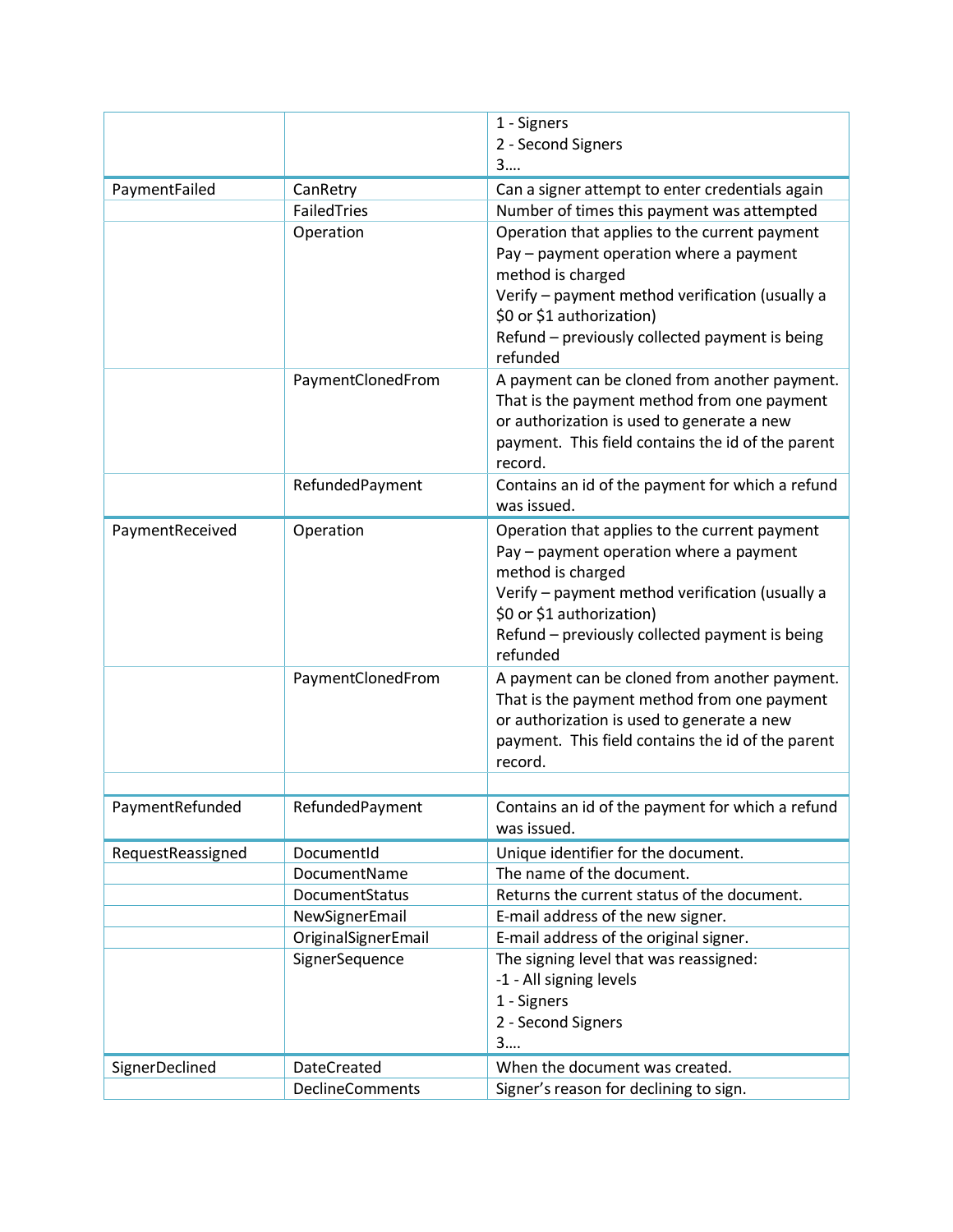| | | |
|---|---|---|
| | | 1 - Signers<br>2 - Second Signers<br>3…. |
| PaymentFailed | CanRetry | Can a signer attempt to enter credentials again |
| | FailedTries | Number of times this payment was attempted |
| | Operation | Operation that applies to the current payment<br>Pay – payment operation where a payment method is charged<br>Verify – payment method verification (usually a $0 or $1 authorization)<br>Refund – previously collected payment is being refunded |
| | PaymentClonedFrom | A payment can be cloned from another payment. That is the payment method from one payment or authorization is used to generate a new payment. This field contains the id of the parent record. |
| | RefundedPayment | Contains an id of the payment for which a refund was issued. |
| PaymentReceived | Operation | Operation that applies to the current payment<br>Pay – payment operation where a payment method is charged<br>Verify – payment method verification (usually a $0 or $1 authorization)<br>Refund – previously collected payment is being refunded |
| | PaymentClonedFrom | A payment can be cloned from another payment. That is the payment method from one payment or authorization is used to generate a new payment. This field contains the id of the parent record. |
| | | |
| PaymentRefunded | RefundedPayment | Contains an id of the payment for which a refund was issued. |
| RequestReassigned | DocumentId | Unique identifier for the document. |
| | DocumentName | The name of the document. |
| | DocumentStatus | Returns the current status of the document. |
| | NewSignerEmail | E-mail address of the new signer. |
| | OriginalSignerEmail | E-mail address of the original signer. |
| | SignerSequence | The signing level that was reassigned:<br>-1 - All signing levels<br>1 - Signers<br>2 - Second Signers<br>3…. |
| SignerDeclined | DateCreated | When the document was created. |
| | DeclineComments | Signer's reason for declining to sign. |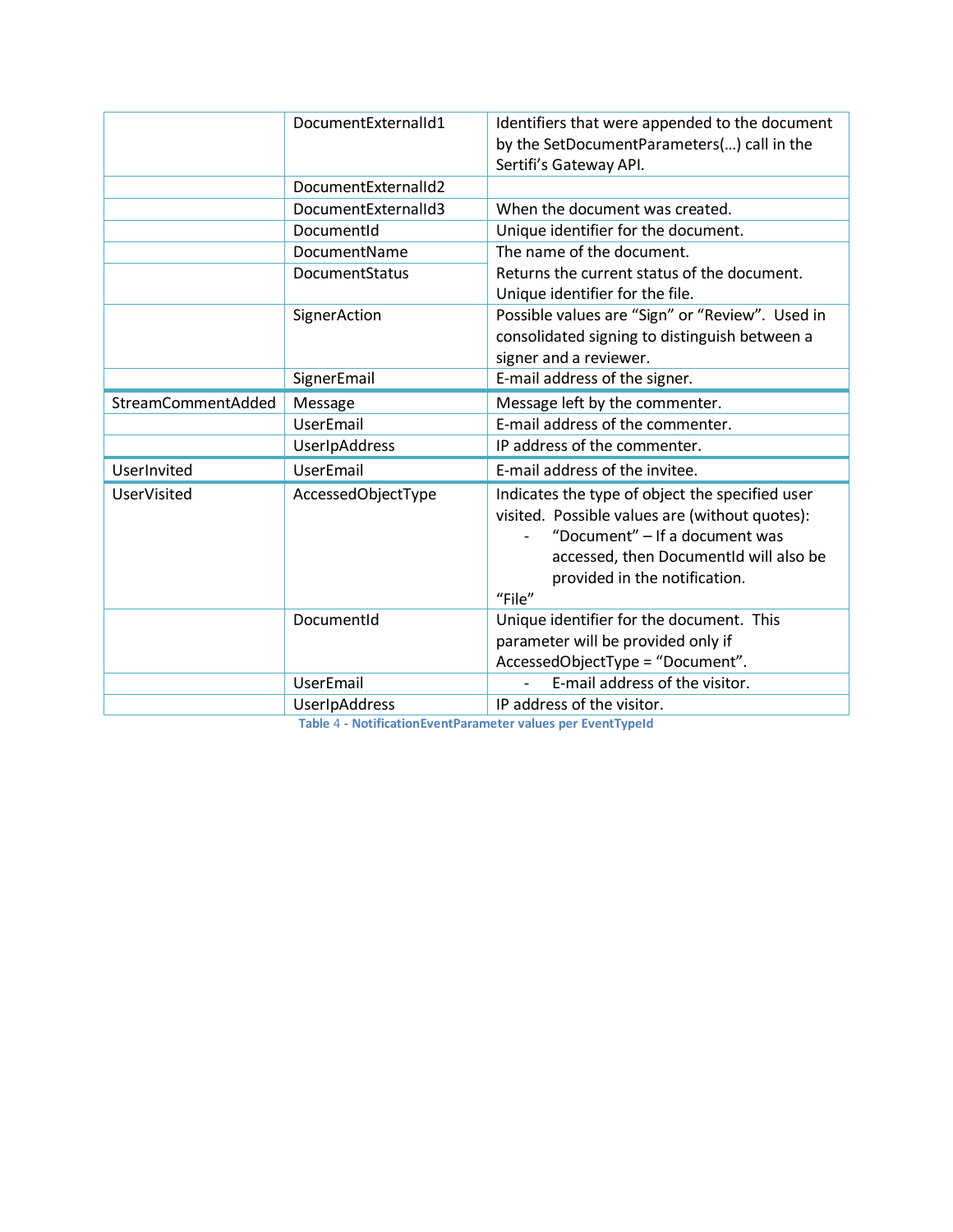| | | |
|---|---|---|
| | DocumentExternalId1 | Identifiers that were appended to the document by the SetDocumentParameters(…) call in the Sertifi's Gateway API. |
| | DocumentExternalId2 | |
| | DocumentExternalId3 | When the document was created. |
| | DocumentId | Unique identifier for the document. |
| | DocumentName | The name of the document. |
| | DocumentStatus | Returns the current status of the document. Unique identifier for the file. |
| | SignerAction | Possible values are "Sign" or "Review". Used in consolidated signing to distinguish between a signer and a reviewer. |
| | SignerEmail | E-mail address of the signer. |
| StreamCommentAdded | Message | Message left by the commenter. |
| | UserEmail | E-mail address of the commenter. |
| | UserIpAddress | IP address of the commenter. |
| UserInvited | UserEmail | E-mail address of the invitee. |
| UserVisited | AccessedObjectType | Indicates the type of object the specified user visited. Possible values are (without quotes):<br>- "Document" – If a document was accessed, then DocumentId will also be provided in the notification.<br>"File" |
| | DocumentId | Unique identifier for the document. This parameter will be provided only if AccessedObjectType = "Document". |
| | UserEmail | - E-mail address of the visitor. |
| | UserIpAddress | IP address of the visitor. |

Table 4 - NotificationEventParameter values per EventTypeId